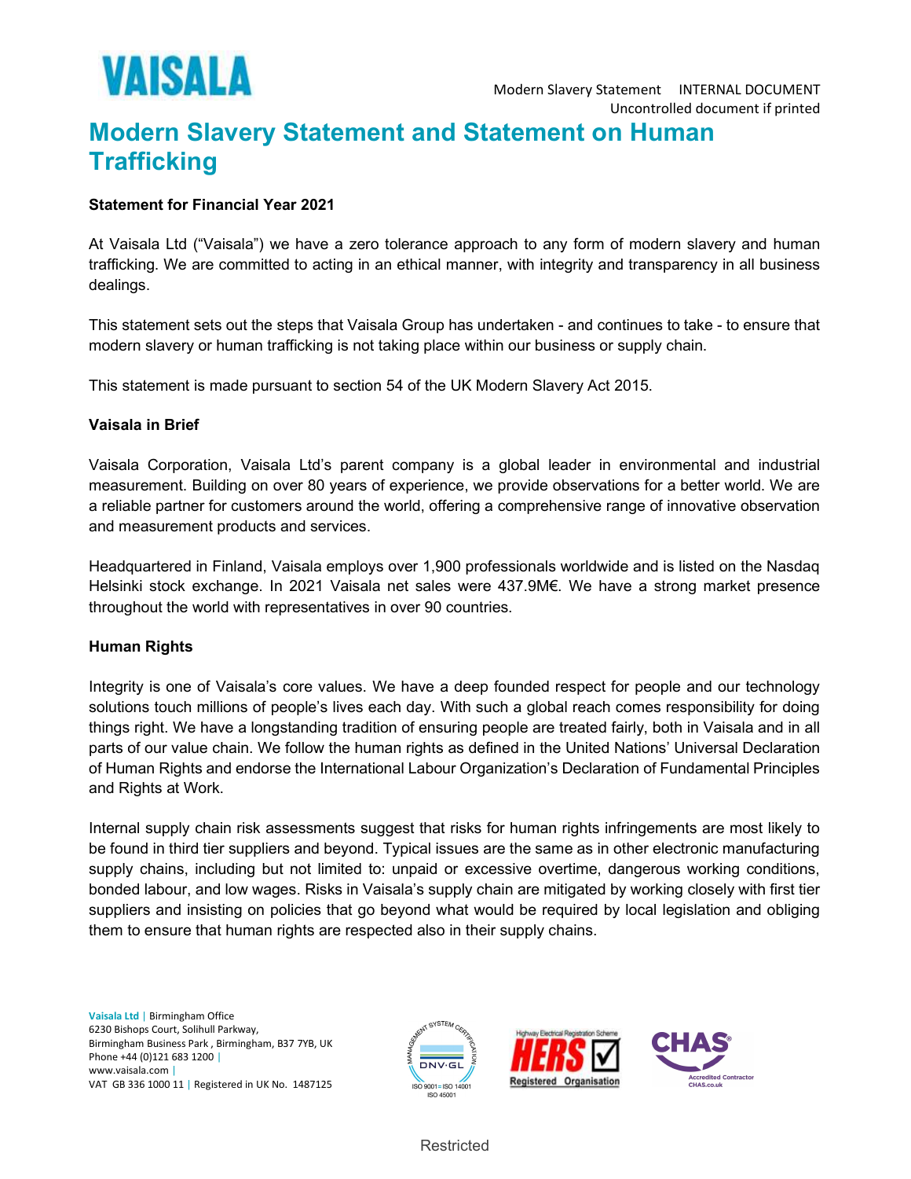# Modern Slavery Statement and Statement on Human Trafficking

**Statement for Financial Year 2021**

At Vaisala Ltd ("Vaisala") we have a zero tolerance approach to any form of modern slavery and human trafficking. We are committed to acting in an ethical manner, with integrity and transparency in all business dealings.

This statement sets out the steps that Vaisala Group has undertaken - and continues to take - to ensure that modern slavery or human trafficking is not taking place within our business or supply chain.

This statement is made pursuant to section 54 of the UK Modern Slavery Act 2015.

**Vaisala in Brief**

Vaisala Corporation, Vaisala Ltd's parent company is a global leader in environmental and industrial measurement. Building on over 80 years of experience, we provide observations for a better world. We are a reliable partner for customers around the world, offering a comprehensive range of innovative observation and measurement products and services.

Headquartered in Finland, Vaisala employs over 1,900 professionals worldwide and is listed on the Nasdaq Helsinki stock exchange. In 2021 Vaisala net sales were 437.9M€. We have a strong market presence throughout the world with representatives in over 90 countries.

**Human Rights**

Integrity is one of Vaisala's core values. We have a deep founded respect for people and our technology solutions touch millions of people's lives each day. With such a global reach comes responsibility for doing things right. We have a longstanding tradition of ensuring people are treated fairly, both in Vaisala and in all parts of our value chain. We follow the human rights as defined in the United Nations' Universal Declaration of Human Rights and endorse the International Labour Organization's Declaration of Fundamental Principles and Rights at Work.

Internal supply chain risk assessments suggest that risks for human rights infringements are most likely to be found in third tier suppliers and beyond. Typical issues are the same as in other electronic manufacturing supply chains, including but not limited to: unpaid or excessive overtime, dangerous working conditions, bonded labour, and low wages. Risks in Vaisala's supply chain are mitigated by working closely with first tier suppliers and insisting on policies that go beyond what would be required by local legislation and obliging them to ensure that human rights are respected also in their supply chains.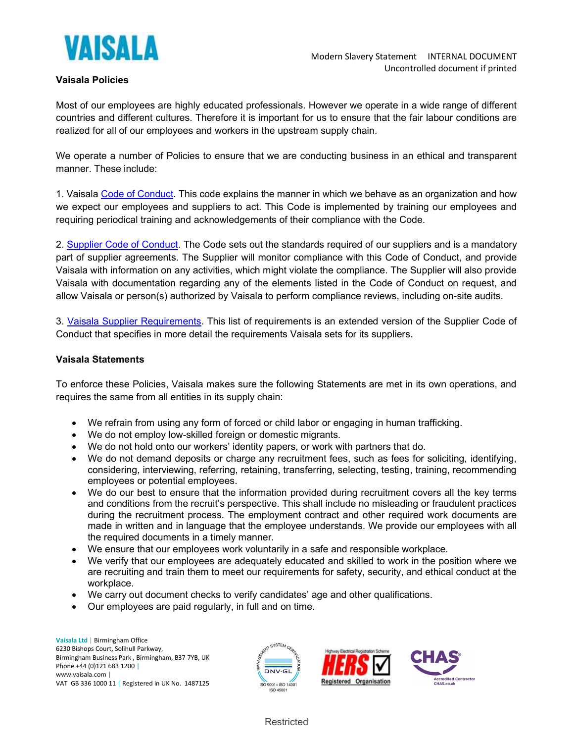### Vaisala Policies

Most of our employees are highly educated professionals. However we operate in a wide range of different countries and different cultures. Therefore it is important for us to ensure that the fair labour conditions are realized for all of our employees and workers in the upstream supply chain.

We operate a number of Policies to ensure that we are conducting business in an ethical and transparent manner. These include:

1. Vaisala Code of Conduct. This code explains the manner in which we behave as an organization and how we expect our employees and suppliers to act. This Code is implemented by training our employees and requiring periodical training and acknowledgements of their compliance with the Code.

2. Supplier Code of Conduct. The Code sets out the standards required of our suppliers and is a mandatory part of supplier agreements. The Supplier will monitor compliance with this Code of Conduct, and provide Vaisala with information on any activities, which might violate the compliance. The Supplier will also provide Vaisala with documentation regarding any of the elements listed in the Code of Conduct on request, and allow Vaisala or person(s) authorized by Vaisala to perform compliance reviews, including on-site audits.

3. Vaisala Supplier Requirements. This list of requirements is an extended version of the Supplier Code of Conduct that specifies in more detail the requirements Vaisala sets for its suppliers.

### Vaisala Statements

To enforce these Policies, Vaisala makes sure the following Statements are met in its own operations, and requires the same from all entities in its supply chain:

- We refrain from using any form of forced or child labor or engaging in human trafficking.
- We do not employ low-skilled foreign or domestic migrants.
- We do not hold onto our workers' identity papers, or work with partners that do.
- We do not demand deposits or charge any recruitment fees, such as fees for soliciting, identifying, considering, interviewing, referring, retaining, transferring, selecting, testing, training, recommending employees or potential employees.
- We do our best to ensure that the information provided during recruitment covers all the key terms and conditions from the recruit's perspective. This shall include no misleading or fraudulent practices during the recruitment process. The employment contract and other required work documents are made in written and in language that the employee understands. We provide our employees with all the required documents in a timely manner.
- We ensure that our employees work voluntarily in a safe and responsible workplace.
- We verify that our employees are adequately educated and skilled to work in the position where we are recruiting and train them to meet our requirements for safety, security, and ethical conduct at the workplace.
- We carry out document checks to verify candidates' age and other qualifications.
- Our employees are paid regularly, in full and on time.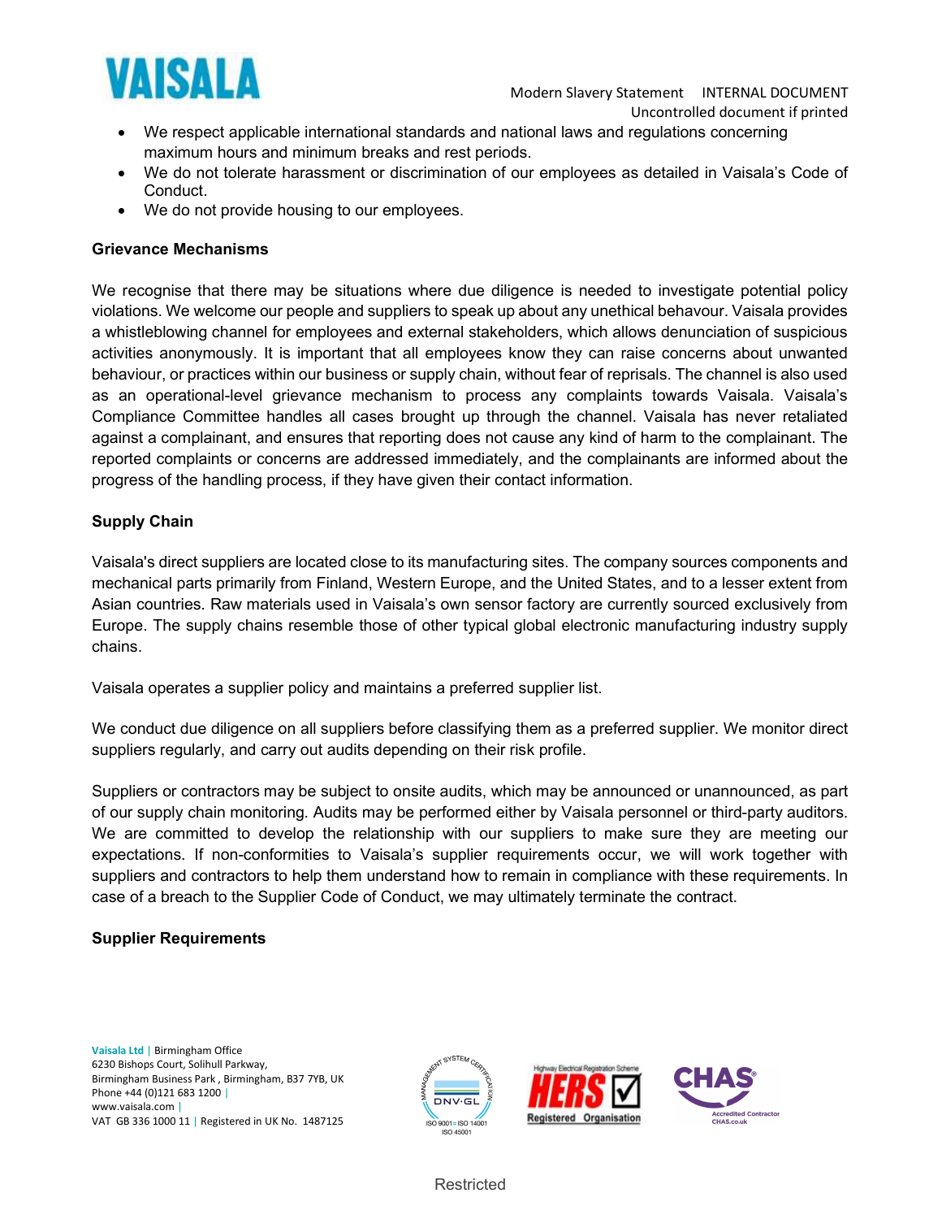- We respect applicable international standards and national laws and regulations concerning maximum hours and minimum breaks and rest periods.
- We do not tolerate harassment or discrimination of our employees as detailed in Vaisala's Code of Conduct.
- We do not provide housing to our employees.

**Grievance Mechanisms**

We recognise that there may be situations where due diligence is needed to investigate potential policy violations. We welcome our people and suppliers to speak up about any unethical behaviour. Vaisala provides a whistleblowing channel for employees and external stakeholders, which allows denunciation of suspicious activities anonymously. It is important that all employees know they can raise concerns about unwanted behaviour, or practices within our business or supply chain, without fear of reprisals. The channel is also used as an operational-level grievance mechanism to process any complaints towards Vaisala. Vaisala's Compliance Committee handles all cases brought up through the channel. Vaisala has never retaliated against a complainant, and ensures that reporting does not cause any kind of harm to the complainant. The reported complaints or concerns are addressed immediately, and the complainants are informed about the progress of the handling process, if they have given their contact information.

**Supply Chain**

Vaisala's direct suppliers are located close to its manufacturing sites. The company sources components and mechanical parts primarily from Finland, Western Europe, and the United States, and to a lesser extent from Asian countries. Raw materials used in Vaisala's own sensor factory are currently sourced exclusively from Europe. The supply chains resemble those of other typical global electronic manufacturing industry supply chains.

Vaisala operates a supplier policy and maintains a preferred supplier list.

We conduct due diligence on all suppliers before classifying them as a preferred supplier. We monitor direct suppliers regularly, and carry out audits depending on their risk profile.

Suppliers or contractors may be subject to onsite audits, which may be announced or unannounced, as part of our supply chain monitoring. Audits may be performed either by Vaisala personnel or third-party auditors. We are committed to develop the relationship with our suppliers to make sure they are meeting our expectations. If non-conformities to Vaisala's supplier requirements occur, we will work together with suppliers and contractors to help them understand how to remain in compliance with these requirements. In case of a breach to the Supplier Code of Conduct, we may ultimately terminate the contract.

**Supplier Requirements**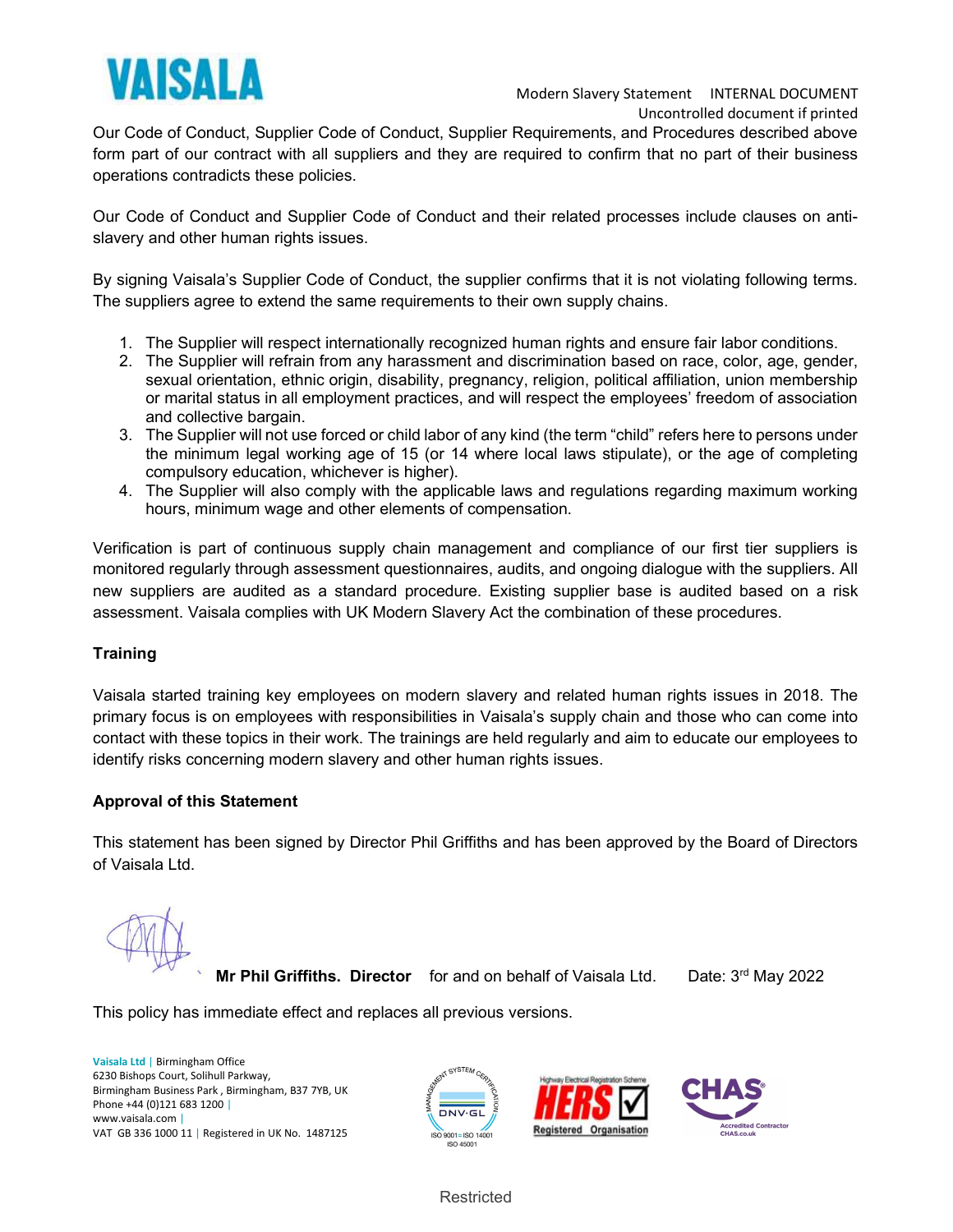Our Code of Conduct, Supplier Code of Conduct, Supplier Requirements, and Procedures described above form part of our contract with all suppliers and they are required to confirm that no part of their business operations contradicts these policies.

Our Code of Conduct and Supplier Code of Conduct and their related processes include clauses on anti-slavery and other human rights issues.

By signing Vaisala's Supplier Code of Conduct, the supplier confirms that it is not violating following terms. The suppliers agree to extend the same requirements to their own supply chains.

1. The Supplier will respect internationally recognized human rights and ensure fair labor conditions.
2. The Supplier will refrain from any harassment and discrimination based on race, color, age, gender, sexual orientation, ethnic origin, disability, pregnancy, religion, political affiliation, union membership or marital status in all employment practices, and will respect the employees' freedom of association and collective bargain.
3. The Supplier will not use forced or child labor of any kind (the term "child" refers here to persons under the minimum legal working age of 15 (or 14 where local laws stipulate), or the age of completing compulsory education, whichever is higher).
4. The Supplier will also comply with the applicable laws and regulations regarding maximum working hours, minimum wage and other elements of compensation.

Verification is part of continuous supply chain management and compliance of our first tier suppliers is monitored regularly through assessment questionnaires, audits, and ongoing dialogue with the suppliers. All new suppliers are audited as a standard procedure. Existing supplier base is audited based on a risk assessment. Vaisala complies with UK Modern Slavery Act the combination of these procedures.

**Training**

Vaisala started training key employees on modern slavery and related human rights issues in 2018. The primary focus is on employees with responsibilities in Vaisala's supply chain and those who can come into contact with these topics in their work. The trainings are held regularly and aim to educate our employees to identify risks concerning modern slavery and other human rights issues.

**Approval of this Statement**

This statement has been signed by Director Phil Griffiths and has been approved by the Board of Directors of Vaisala Ltd.

**Mr Phil Griffiths. Director** for and on behalf of Vaisala Ltd. Date: 3rd May 2022

This policy has immediate effect and replaces all previous versions.